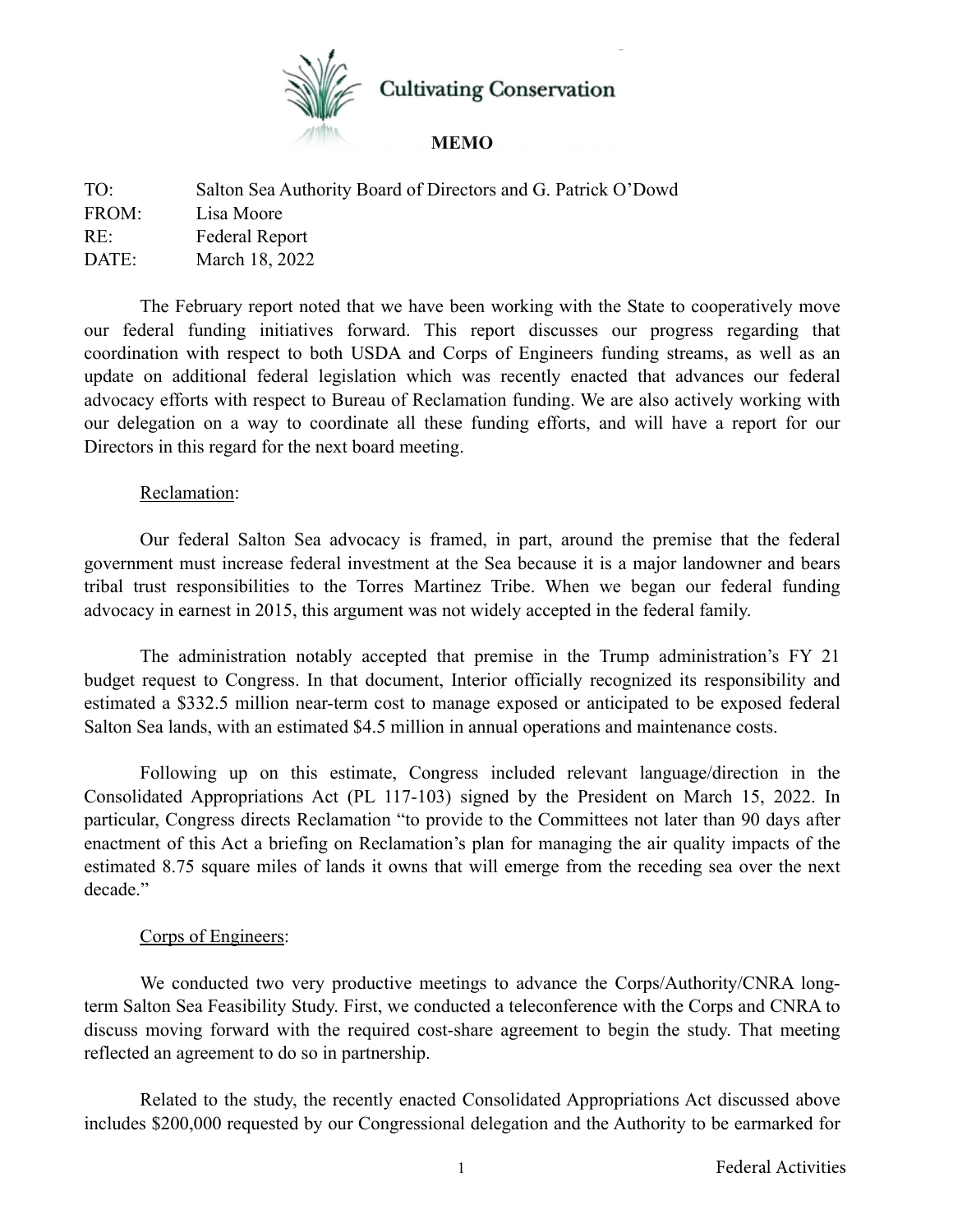Cultivating Conservation

**MEMO**

TO: Salton Sea Authority Board of Directors and G. Patrick O'Dowd
FROM: Lisa Moore
RE: Federal Report
DATE: March 18, 2022

The February report noted that we have been working with the State to cooperatively move our federal funding initiatives forward. This report discusses our progress regarding that coordination with respect to both USDA and Corps of Engineers funding streams, as well as an update on additional federal legislation which was recently enacted that advances our federal advocacy efforts with respect to Bureau of Reclamation funding. We are also actively working with our delegation on a way to coordinate all these funding efforts, and will have a report for our Directors in this regard for the next board meeting.

<u>Reclamation</u>:

Our federal Salton Sea advocacy is framed, in part, around the premise that the federal government must increase federal investment at the Sea because it is a major landowner and bears tribal trust responsibilities to the Torres Martinez Tribe. When we began our federal funding advocacy in earnest in 2015, this argument was not widely accepted in the federal family.

The administration notably accepted that premise in the Trump administration's FY 21 budget request to Congress. In that document, Interior officially recognized its responsibility and estimated a $332.5 million near-term cost to manage exposed or anticipated to be exposed federal Salton Sea lands, with an estimated $4.5 million in annual operations and maintenance costs.

Following up on this estimate, Congress included relevant language/direction in the Consolidated Appropriations Act (PL 117-103) signed by the President on March 15, 2022. In particular, Congress directs Reclamation "to provide to the Committees not later than 90 days after enactment of this Act a briefing on Reclamation's plan for managing the air quality impacts of the estimated 8.75 square miles of lands it owns that will emerge from the receding sea over the next decade."

<u>Corps of Engineers</u>:

We conducted two very productive meetings to advance the Corps/Authority/CNRA long-term Salton Sea Feasibility Study. First, we conducted a teleconference with the Corps and CNRA to discuss moving forward with the required cost-share agreement to begin the study. That meeting reflected an agreement to do so in partnership.

Related to the study, the recently enacted Consolidated Appropriations Act discussed above includes $200,000 requested by our Congressional delegation and the Authority to be earmarked for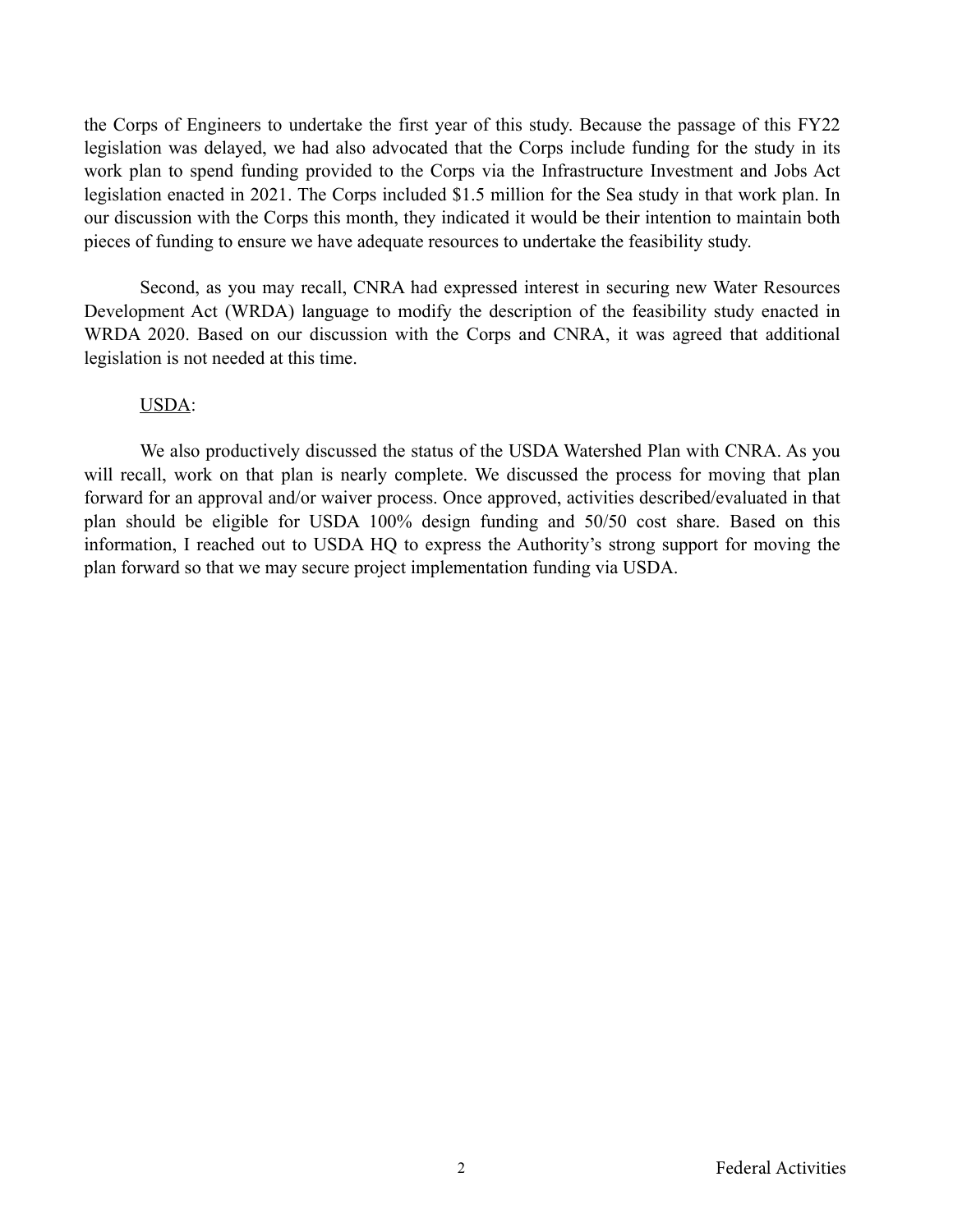the Corps of Engineers to undertake the first year of this study. Because the passage of this FY22 legislation was delayed, we had also advocated that the Corps include funding for the study in its work plan to spend funding provided to the Corps via the Infrastructure Investment and Jobs Act legislation enacted in 2021. The Corps included $1.5 million for the Sea study in that work plan. In our discussion with the Corps this month, they indicated it would be their intention to maintain both pieces of funding to ensure we have adequate resources to undertake the feasibility study.

Second, as you may recall, CNRA had expressed interest in securing new Water Resources Development Act (WRDA) language to modify the description of the feasibility study enacted in WRDA 2020. Based on our discussion with the Corps and CNRA, it was agreed that additional legislation is not needed at this time.

<u>USDA</u>:

We also productively discussed the status of the USDA Watershed Plan with CNRA. As you will recall, work on that plan is nearly complete. We discussed the process for moving that plan forward for an approval and/or waiver process. Once approved, activities described/evaluated in that plan should be eligible for USDA 100% design funding and 50/50 cost share. Based on this information, I reached out to USDA HQ to express the Authority's strong support for moving the plan forward so that we may secure project implementation funding via USDA.